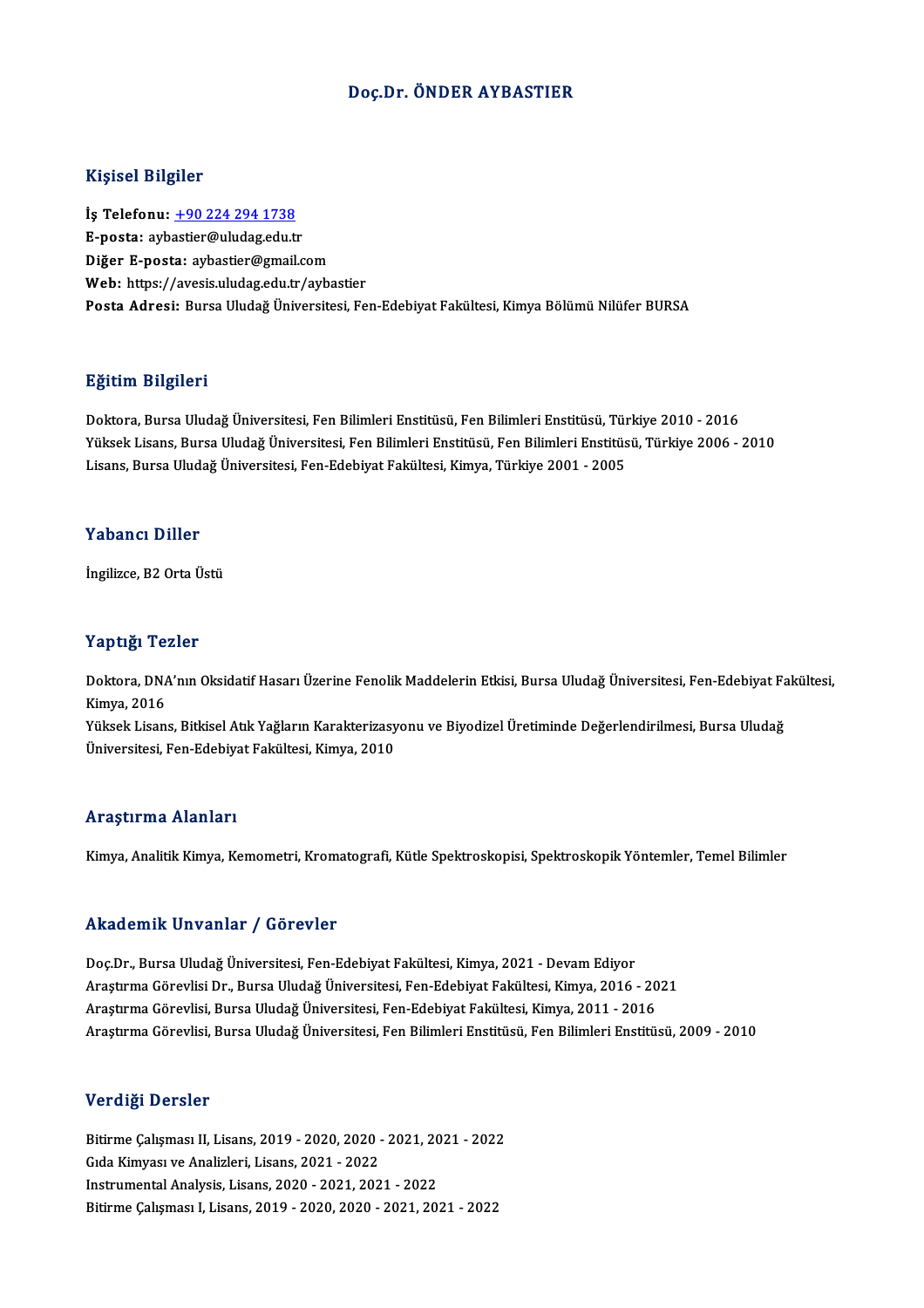# Doç.Dr. ÖNDER AYBASTIER

## Kişisel Bilgiler

**İş Telefonu:** +90 224 294 1738
**E-posta:** aybastier@uludag.edu.tr
**Diğer E-posta:** aybastier@gmail.com
**Web:** https://avesis.uludag.edu.tr/aybastier
**Posta Adresi:** Bursa Uludağ Üniversitesi, Fen-Edebiyat Fakültesi, Kimya Bölümü Nilüfer BURSA

## Eğitim Bilgileri

Doktora, Bursa Uludağ Üniversitesi, Fen Bilimleri Enstitüsü, Fen Bilimleri Enstitüsü, Türkiye 2010 - 2016
Yüksek Lisans, Bursa Uludağ Üniversitesi, Fen Bilimleri Enstitüsü, Fen Bilimleri Enstitüsü, Türkiye 2006 - 2010
Lisans, Bursa Uludağ Üniversitesi, Fen-Edebiyat Fakültesi, Kimya, Türkiye 2001 - 2005

## Yabancı Diller

İngilizce, B2 Orta Üstü

## Yaptığı Tezler

Doktora, DNA'nın Oksidatif Hasarı Üzerine Fenolik Maddelerin Etkisi, Bursa Uludağ Üniversitesi, Fen-Edebiyat Fakültesi, Kimya, 2016
Yüksek Lisans, Bitkisel Atık Yağların Karakterizasyonu ve Biyodizel Üretiminde Değerlendirilmesi, Bursa Uludağ Üniversitesi, Fen-Edebiyat Fakültesi, Kimya, 2010

## Araştırma Alanları

Kimya, Analitik Kimya, Kemometri, Kromatografi, Kütle Spektroskopisi, Spektroskopik Yöntemler, Temel Bilimler

## Akademik Unvanlar / Görevler

Doç.Dr., Bursa Uludağ Üniversitesi, Fen-Edebiyat Fakültesi, Kimya, 2021 - Devam Ediyor
Araştırma Görevlisi Dr., Bursa Uludağ Üniversitesi, Fen-Edebiyat Fakültesi, Kimya, 2016 - 2021
Araştırma Görevlisi, Bursa Uludağ Üniversitesi, Fen-Edebiyat Fakültesi, Kimya, 2011 - 2016
Araştırma Görevlisi, Bursa Uludağ Üniversitesi, Fen Bilimleri Enstitüsü, Fen Bilimleri Enstitüsü, 2009 - 2010

## Verdiği Dersler

Bitirme Çalışması II, Lisans, 2019 - 2020, 2020 - 2021, 2021 - 2022
Gıda Kimyası ve Analizleri, Lisans, 2021 - 2022
Instrumental Analysis, Lisans, 2020 - 2021, 2021 - 2022
Bitirme Çalışması I, Lisans, 2019 - 2020, 2020 - 2021, 2021 - 2022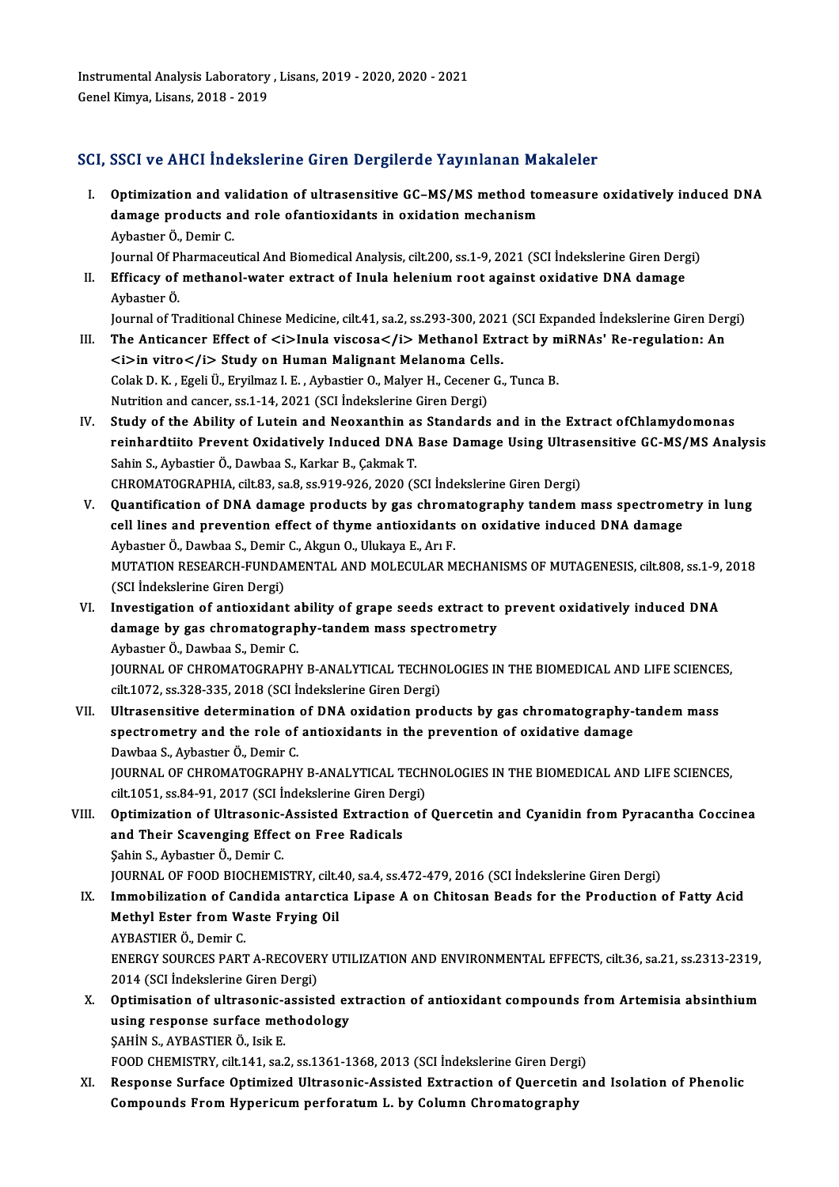Instrumental Analysis Laboratory , Lisans, 2019 - 2020, 2020 - 2021
Genel Kimya, Lisans, 2018 - 2019

## SCI, SSCI ve AHCI İndekslerine Giren Dergilerde Yayınlanan Makaleler

I. **Optimization and validation of ultrasensitive GC–MS/MS method tomeasure oxidatively induced DNA damage products and role ofantioxidants in oxidation mechanism**
Aybastıer Ö., Demir C.
Journal Of Pharmaceutical And Biomedical Analysis, cilt.200, ss.1-9, 2021 (SCI İndekslerine Giren Dergi)

II. **Efficacy of methanol-water extract of Inula helenium root against oxidative DNA damage**
Aybastıer Ö.
Journal of Traditional Chinese Medicine, cilt.41, sa.2, ss.293-300, 2021 (SCI Expanded İndekslerine Giren Dergi)

III. **The Anticancer Effect of <i>Inula viscosa</i> Methanol Extract by miRNAs' Re-regulation: An <i>in vitro</i> Study on Human Malignant Melanoma Cells.**
Colak D. K. , Egeli Ü., Eryilmaz I. E. , Aybastier O., Malyer H., Cecener G., Tunca B.
Nutrition and cancer, ss.1-14, 2021 (SCI İndekslerine Giren Dergi)

IV. **Study of the Ability of Lutein and Neoxanthin as Standards and in the Extract ofChlamydomonas reinhardtiito Prevent Oxidatively Induced DNA Base Damage Using Ultrasensitive GC-MS/MS Analysis**
Sahin S., Aybastier Ö., Dawbaa S., Karkar B., Çakmak T.
CHROMATOGRAPHIA, cilt.83, sa.8, ss.919-926, 2020 (SCI İndekslerine Giren Dergi)

V. **Quantification of DNA damage products by gas chromatography tandem mass spectrometry in lung cell lines and prevention effect of thyme antioxidants on oxidative induced DNA damage**
Aybastıer Ö., Dawbaa S., Demir C., Akgun O., Ulukaya E., Arı F.
MUTATION RESEARCH-FUNDAMENTAL AND MOLECULAR MECHANISMS OF MUTAGENESIS, cilt.808, ss.1-9, 2018 (SCI İndekslerine Giren Dergi)

VI. **Investigation of antioxidant ability of grape seeds extract to prevent oxidatively induced DNA damage by gas chromatography-tandem mass spectrometry**
Aybastıer Ö., Dawbaa S., Demir C.
JOURNAL OF CHROMATOGRAPHY B-ANALYTICAL TECHNOLOGIES IN THE BIOMEDICAL AND LIFE SCIENCES, cilt.1072, ss.328-335, 2018 (SCI İndekslerine Giren Dergi)

VII. **Ultrasensitive determination of DNA oxidation products by gas chromatography-tandem mass spectrometry and the role of antioxidants in the prevention of oxidative damage**
Dawbaa S., Aybastıer Ö., Demir C.
JOURNAL OF CHROMATOGRAPHY B-ANALYTICAL TECHNOLOGIES IN THE BIOMEDICAL AND LIFE SCIENCES, cilt.1051, ss.84-91, 2017 (SCI İndekslerine Giren Dergi)

VIII. **Optimization of Ultrasonic-Assisted Extraction of Quercetin and Cyanidin from Pyracantha Coccinea and Their Scavenging Effect on Free Radicals**
Şahin S., Aybastıer Ö., Demir C.
JOURNAL OF FOOD BIOCHEMISTRY, cilt.40, sa.4, ss.472-479, 2016 (SCI İndekslerine Giren Dergi)

IX. **Immobilization of Candida antarctica Lipase A on Chitosan Beads for the Production of Fatty Acid Methyl Ester from Waste Frying Oil**
AYBASTIER Ö., Demir C.
ENERGY SOURCES PART A-RECOVERY UTILIZATION AND ENVIRONMENTAL EFFECTS, cilt.36, sa.21, ss.2313-2319, 2014 (SCI İndekslerine Giren Dergi)

X. **Optimisation of ultrasonic-assisted extraction of antioxidant compounds from Artemisia absinthium using response surface methodology**
ŞAHİN S., AYBASTIER Ö., Isik E.
FOOD CHEMISTRY, cilt.141, sa.2, ss.1361-1368, 2013 (SCI İndekslerine Giren Dergi)

XI. **Response Surface Optimized Ultrasonic-Assisted Extraction of Quercetin and Isolation of Phenolic Compounds From Hypericum perforatum L. by Column Chromatography**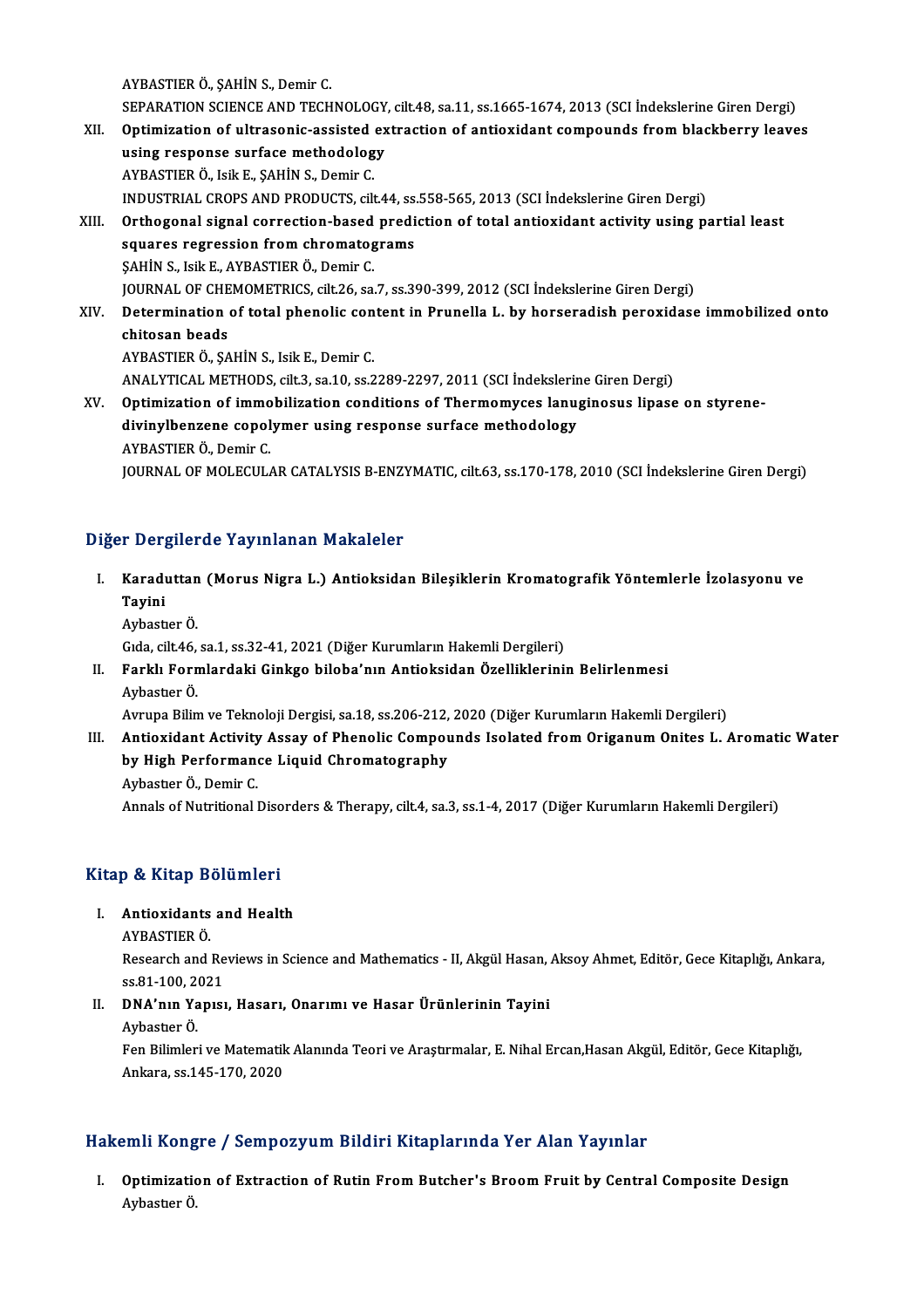AYBASTIER Ö., ŞAHİN S., Demir C.
SEPARATION SCIENCE AND TECHNOLOGY, cilt.48, sa.11, ss.1665-1674, 2013 (SCI İndekslerine Giren Dergi)

XII. **Optimization of ultrasonic-assisted extraction of antioxidant compounds from blackberry leaves using response surface methodology**
AYBASTIER Ö., Isik E., ŞAHİN S., Demir C.
INDUSTRIAL CROPS AND PRODUCTS, cilt.44, ss.558-565, 2013 (SCI İndekslerine Giren Dergi)

XIII. **Orthogonal signal correction-based prediction of total antioxidant activity using partial least squares regression from chromatograms**
ŞAHİN S., Isik E., AYBASTIER Ö., Demir C.
JOURNAL OF CHEMOMETRICS, cilt.26, sa.7, ss.390-399, 2012 (SCI İndekslerine Giren Dergi)

XIV. **Determination of total phenolic content in Prunella L. by horseradish peroxidase immobilized onto chitosan beads**
AYBASTIER Ö., ŞAHİN S., Isik E., Demir C.
ANALYTICAL METHODS, cilt.3, sa.10, ss.2289-2297, 2011 (SCI İndekslerine Giren Dergi)

XV. **Optimization of immobilization conditions of Thermomyces lanuginosus lipase on styrene-divinylbenzene copolymer using response surface methodology**
AYBASTIER Ö., Demir C.
JOURNAL OF MOLECULAR CATALYSIS B-ENZYMATIC, cilt.63, ss.170-178, 2010 (SCI İndekslerine Giren Dergi)

## Diğer Dergilerde Yayınlanan Makaleler

I. **Karaduttan (Morus Nigra L.) Antioksidan Bileşiklerin Kromatografik Yöntemlerle İzolasyonu ve Tayini**
Aybastıer Ö.
Gıda, cilt.46, sa.1, ss.32-41, 2021 (Diğer Kurumların Hakemli Dergileri)

II. **Farklı Formlardaki Ginkgo biloba'nın Antioksidan Özelliklerinin Belirlenmesi**
Aybastıer Ö.
Avrupa Bilim ve Teknoloji Dergisi, sa.18, ss.206-212, 2020 (Diğer Kurumların Hakemli Dergileri)

III. **Antioxidant Activity Assay of Phenolic Compounds Isolated from Origanum Onites L. Aromatic Water by High Performance Liquid Chromatography**
Aybastıer Ö., Demir C.
Annals of Nutritional Disorders & Therapy, cilt.4, sa.3, ss.1-4, 2017 (Diğer Kurumların Hakemli Dergileri)

## Kitap & Kitap Bölümleri

I. **Antioxidants and Health**
AYBASTIER Ö.
Research and Reviews in Science and Mathematics - II, Akgül Hasan, Aksoy Ahmet, Editör, Gece Kitaplığı, Ankara, ss.81-100, 2021

II. **DNA'nın Yapısı, Hasarı, Onarımı ve Hasar Ürünlerinin Tayini**
Aybastıer Ö.
Fen Bilimleri ve Matematik Alanında Teori ve Araştırmalar, E. Nihal Ercan,Hasan Akgül, Editör, Gece Kitaplığı, Ankara, ss.145-170, 2020

## Hakemli Kongre / Sempozyum Bildiri Kitaplarında Yer Alan Yayınlar

I. **Optimization of Extraction of Rutin From Butcher's Broom Fruit by Central Composite Design**
Aybastıer Ö.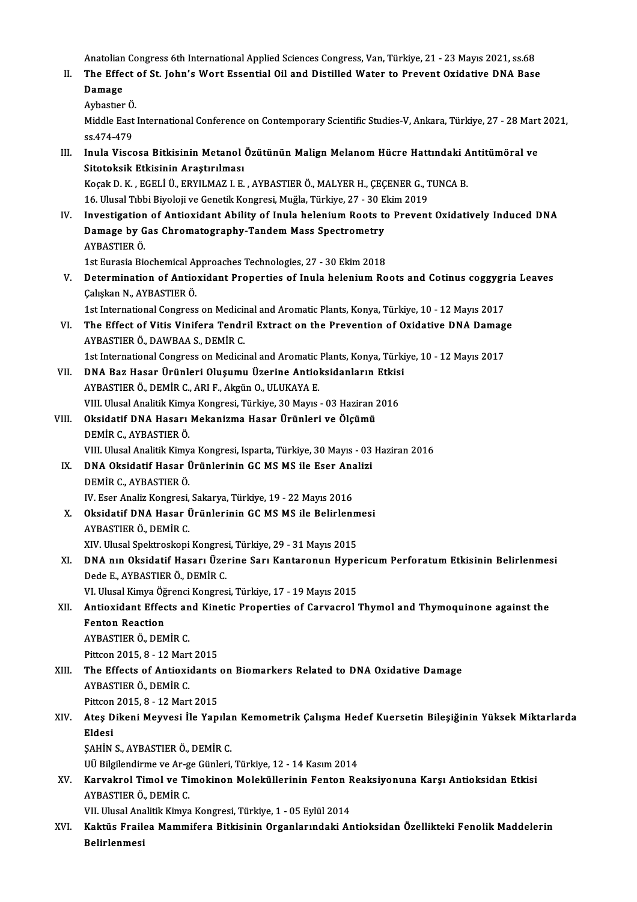Anatolian Congress 6th International Applied Sciences Congress, Van, Türkiye, 21 - 23 Mayıs 2021, ss.68

II. **The Effect of St. John's Wort Essential Oil and Distilled Water to Prevent Oxidative DNA Base Damage**
Aybastıer Ö.
Middle East International Conference on Contemporary Scientific Studies-V, Ankara, Türkiye, 27 - 28 Mart 2021, ss.474-479

III. **Inula Viscosa Bitkisinin Metanol Özütünün Malign Melanom Hücre Hattındaki Antitümöral ve Sitotoksik Etkisinin Araştırılması**
Koçak D. K. , EGELİ Ü., ERYILMAZ I. E. , AYBASTIER Ö., MALYER H., ÇEÇENER G., TUNCA B.
16. Ulusal Tıbbi Biyoloji ve Genetik Kongresi, Muğla, Türkiye, 27 - 30 Ekim 2019

IV. **Investigation of Antioxidant Ability of Inula helenium Roots to Prevent Oxidatively Induced DNA Damage by Gas Chromatography-Tandem Mass Spectrometry**
AYBASTIER Ö.
1st Eurasia Biochemical Approaches Technologies, 27 - 30 Ekim 2018

V. **Determination of Antioxidant Properties of Inula helenium Roots and Cotinus coggygria Leaves**
Çalışkan N., AYBASTIER Ö.
1st International Congress on Medicinal and Aromatic Plants, Konya, Türkiye, 10 - 12 Mayıs 2017

VI. **The Effect of Vitis Vinifera Tendril Extract on the Prevention of Oxidative DNA Damage**
AYBASTIER Ö., DAWBAA S., DEMİR C.
1st International Congress on Medicinal and Aromatic Plants, Konya, Türkiye, 10 - 12 Mayıs 2017

VII. **DNA Baz Hasar Ürünleri Oluşumu Üzerine Antioksidanların Etkisi**
AYBASTIER Ö., DEMİR C., ARI F., Akgün O., ULUKAYA E.
VIII. Ulusal Analitik Kimya Kongresi, Türkiye, 30 Mayıs - 03 Haziran 2016

VIII. **Oksidatif DNA Hasarı Mekanizma Hasar Ürünleri ve Ölçümü**
DEMİR C., AYBASTIER Ö.
VIII. Ulusal Analitik Kimya Kongresi, Isparta, Türkiye, 30 Mayıs - 03 Haziran 2016

IX. **DNA Oksidatif Hasar Ürünlerinin GC MS MS ile Eser Analizi**
DEMİR C., AYBASTIER Ö.
IV. Eser Analiz Kongresi, Sakarya, Türkiye, 19 - 22 Mayıs 2016

X. **Oksidatif DNA Hasar Ürünlerinin GC MS MS ile Belirlenmesi**
AYBASTIER Ö., DEMİR C.
XIV. Ulusal Spektroskopi Kongresi, Türkiye, 29 - 31 Mayıs 2015

XI. **DNA nın Oksidatif Hasarı Üzerine Sarı Kantaronun Hypericum Perforatum Etkisinin Belirlenmesi**
Dede E., AYBASTIER Ö., DEMİR C.
VI. Ulusal Kimya Öğrenci Kongresi, Türkiye, 17 - 19 Mayıs 2015

XII. **Antioxidant Effects and Kinetic Properties of Carvacrol Thymol and Thymoquinone against the Fenton Reaction**
AYBASTIER Ö., DEMİR C.
Pittcon 2015, 8 - 12 Mart 2015

XIII. **The Effects of Antioxidants on Biomarkers Related to DNA Oxidative Damage**
AYBASTIER Ö., DEMİR C.
Pittcon 2015, 8 - 12 Mart 2015

XIV. **Ateş Dikeni Meyvesi İle Yapılan Kemometrik Çalışma Hedef Kuersetin Bileşiğinin Yüksek Miktarlarda Eldesi**
ŞAHİN S., AYBASTIER Ö., DEMİR C.
UÜ Bilgilendirme ve Ar-ge Günleri, Türkiye, 12 - 14 Kasım 2014

XV. **Karvakrol Timol ve Timokinon Moleküllerinin Fenton Reaksiyonuna Karşı Antioksidan Etkisi**
AYBASTIER Ö., DEMİR C.
VII. Ulusal Analitik Kimya Kongresi, Türkiye, 1 - 05 Eylül 2014

XVI. **Kaktüs Frailea Mammifera Bitkisinin Organlarındaki Antioksidan Özellikteki Fenolik Maddelerin Belirlenmesi**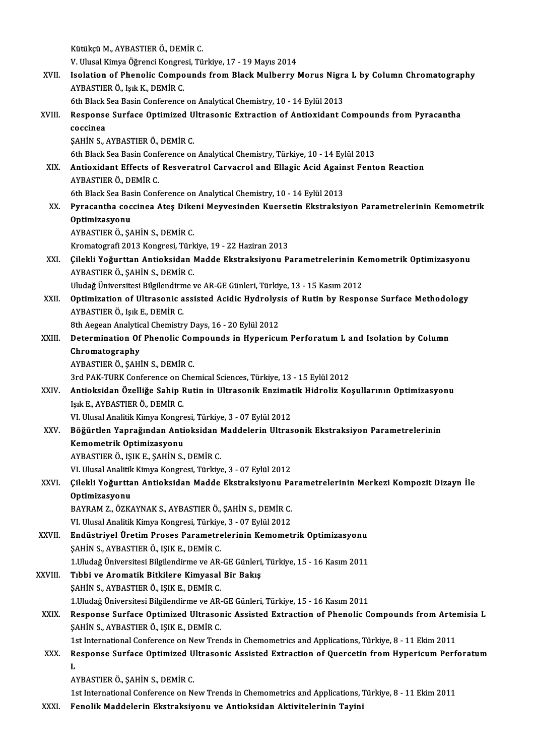Kütükçü M., AYBASTIER Ö., DEMİR C.
V. Ulusal Kimya Öğrenci Kongresi, Türkiye, 17 - 19 Mayıs 2014

XVII. **Isolation of Phenolic Compounds from Black Mulberry Morus Nigra L by Column Chromatography**
AYBASTIER Ö., Işık K., DEMİR C.
6th Black Sea Basin Conference on Analytical Chemistry, 10 - 14 Eylül 2013

XVIII. **Response Surface Optimized Ultrasonic Extraction of Antioxidant Compounds from Pyracantha coccinea**
ŞAHİN S., AYBASTIER Ö., DEMİR C.
6th Black Sea Basin Conference on Analytical Chemistry, Türkiye, 10 - 14 Eylül 2013

XIX. **Antioxidant Effects of Resveratrol Carvacrol and Ellagic Acid Against Fenton Reaction**
AYBASTIER Ö., DEMİR C.
6th Black Sea Basin Conference on Analytical Chemistry, 10 - 14 Eylül 2013

XX. **Pyracantha coccinea Ateş Dikeni Meyvesinden Kuersetin Ekstraksiyon Parametrelerinin Kemometrik Optimizasyonu**
AYBASTIER Ö., ŞAHİN S., DEMİR C.
Kromatografi 2013 Kongresi, Türkiye, 19 - 22 Haziran 2013

XXI. **Çilekli Yoğurttan Antioksidan Madde Ekstraksiyonu Parametrelerinin Kemometrik Optimizasyonu**
AYBASTIER Ö., ŞAHİN S., DEMİR C.
Uludağ Üniversitesi Bilgilendirme ve AR-GE Günleri, Türkiye, 13 - 15 Kasım 2012

XXII. **Optimization of Ultrasonic assisted Acidic Hydrolysis of Rutin by Response Surface Methodology**
AYBASTIER Ö., Işık E., DEMİR C.
8th Aegean Analytical Chemistry Days, 16 - 20 Eylül 2012

XXIII. **Determination Of Phenolic Compounds in Hypericum Perforatum L and Isolation by Column Chromatography**
AYBASTIER Ö., ŞAHİN S., DEMİR C.
3rd PAK-TURK Conference on Chemical Sciences, Türkiye, 13 - 15 Eylül 2012

XXIV. **Antioksidan Özelliğe Sahip Rutin in Ultrasonik Enzimatik Hidroliz Koşullarının Optimizasyonu**
Işık E., AYBASTIER Ö., DEMİR C.
VI. Ulusal Analitik Kimya Kongresi, Türkiye, 3 - 07 Eylül 2012

XXV. **Böğürtlen Yaprağından Antioksidan Maddelerin Ultrasonik Ekstraksiyon Parametrelerinin Kemometrik Optimizasyonu**
AYBASTIER Ö., IŞIK E., ŞAHİN S., DEMİR C.
VI. Ulusal Analitik Kimya Kongresi, Türkiye, 3 - 07 Eylül 2012

XXVI. **Çilekli Yoğurttan Antioksidan Madde Ekstraksiyonu Parametrelerinin Merkezi Kompozit Dizayn İle Optimizasyonu**
BAYRAM Z., ÖZKAYNAK S., AYBASTIER Ö., ŞAHİN S., DEMİR C.
VI. Ulusal Analitik Kimya Kongresi, Türkiye, 3 - 07 Eylül 2012

XXVII. **Endüstriyel Üretim Proses Parametrelerinin Kemometrik Optimizasyonu**
ŞAHİN S., AYBASTIER Ö., IŞIK E., DEMİR C.
1.Uludağ Üniversitesi Bilgilendirme ve AR-GE Günleri, Türkiye, 15 - 16 Kasım 2011

XXVIII. **Tıbbi ve Aromatik Bitkilere Kimyasal Bir Bakış**
ŞAHİN S., AYBASTIER Ö., IŞIK E., DEMİR C.
1.Uludağ Üniversitesi Bilgilendirme ve AR-GE Günleri, Türkiye, 15 - 16 Kasım 2011

XXIX. **Response Surface Optimized Ultrasonic Assisted Extraction of Phenolic Compounds from Artemisia L**
ŞAHİN S., AYBASTIER Ö., IŞIK E., DEMİR C.
1st International Conference on New Trends in Chemometrics and Applications, Türkiye, 8 - 11 Ekim 2011

XXX. **Response Surface Optimized Ultrasonic Assisted Extraction of Quercetin from Hypericum Perforatum L**
AYBASTIER Ö., ŞAHİN S., DEMİR C.
1st International Conference on New Trends in Chemometrics and Applications, Türkiye, 8 - 11 Ekim 2011

XXXI. **Fenolik Maddelerin Ekstraksiyonu ve Antioksidan Aktivitelerinin Tayini**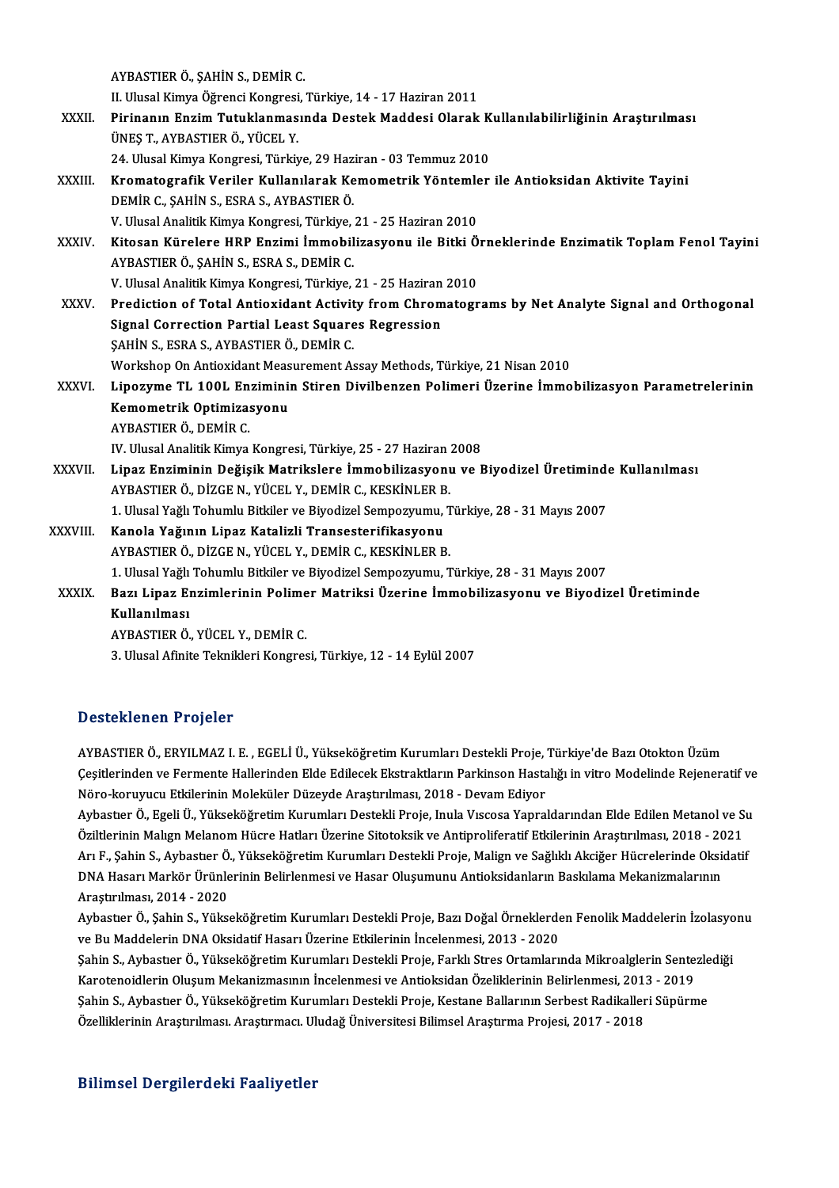AYBASTIER Ö., ŞAHİN S., DEMİR C.
II. Ulusal Kimya Öğrenci Kongresi, Türkiye, 14 - 17 Haziran 2011

XXXII. **Pirinanın Enzim Tutuklanmasında Destek Maddesi Olarak Kullanılabilirliğinin Araştırılması**
ÜNEŞ T., AYBASTIER Ö., YÜCEL Y.
24. Ulusal Kimya Kongresi, Türkiye, 29 Haziran - 03 Temmuz 2010

XXXIII. **Kromatografik Veriler Kullanılarak Kemometrik Yöntemler ile Antioksidan Aktivite Tayini**
DEMİR C., ŞAHİN S., ESRA S., AYBASTIER Ö.
V. Ulusal Analitik Kimya Kongresi, Türkiye, 21 - 25 Haziran 2010

XXXIV. **Kitosan Kürelere HRP Enzimi İmmobilizasyonu ile Bitki Örneklerinde Enzimatik Toplam Fenol Tayini**
AYBASTIER Ö., ŞAHİN S., ESRA S., DEMİR C.
V. Ulusal Analitik Kimya Kongresi, Türkiye, 21 - 25 Haziran 2010

XXXV. **Prediction of Total Antioxidant Activity from Chromatograms by Net Analyte Signal and Orthogonal Signal Correction Partial Least Squares Regression**
ŞAHİN S., ESRA S., AYBASTIER Ö., DEMİR C.
Workshop On Antioxidant Measurement Assay Methods, Türkiye, 21 Nisan 2010

XXXVI. **Lipozyme TL 100L Enziminin Stiren Divilbenzen Polimeri Üzerine İmmobilizasyon Parametrelerinin Kemometrik Optimizasyonu**
AYBASTIER Ö., DEMİR C.
IV. Ulusal Analitik Kimya Kongresi, Türkiye, 25 - 27 Haziran 2008

XXXVII. **Lipaz Enziminin Değişik Matrikslere İmmobilizasyonu ve Biyodizel Üretiminde Kullanılması**
AYBASTIER Ö., DİZGE N., YÜCEL Y., DEMİR C., KESKİNLER B.
1. Ulusal Yağlı Tohumlu Bitkiler ve Biyodizel Sempozyumu, Türkiye, 28 - 31 Mayıs 2007

XXXVIII. **Kanola Yağının Lipaz Katalizli Transesterifikasyonu**
AYBASTIER Ö., DİZGE N., YÜCEL Y., DEMİR C., KESKİNLER B.
1. Ulusal Yağlı Tohumlu Bitkiler ve Biyodizel Sempozyumu, Türkiye, 28 - 31 Mayıs 2007

XXXIX. **Bazı Lipaz Enzimlerinin Polimer Matriksi Üzerine İmmobilizasyonu ve Biyodizel Üretiminde Kullanılması**
AYBASTIER Ö., YÜCEL Y., DEMİR C.
3. Ulusal Afinite Teknikleri Kongresi, Türkiye, 12 - 14 Eylül 2007

## Desteklenen Projeler

AYBASTIER Ö., ERYILMAZ I. E. , EGELİ Ü., Yükseköğretim Kurumları Destekli Proje, Türkiye'de Bazı Otokton Üzüm Çeşitlerinden ve Fermente Hallerinden Elde Edilecek Ekstraktların Parkinson Hastalığı in vitro Modelinde Rejeneratif ve Nöro-koruyucu Etkilerinin Moleküler Düzeyde Araştırılması, 2018 - Devam Ediyor

Aybastıer Ö., Egeli Ü., Yükseköğretim Kurumları Destekli Proje, Inula Vıscosa Yapraldarından Elde Edilen Metanol ve Su Öziltlerinin Malıgn Melanom Hücre Hatları Üzerine Sitotoksik ve Antiproliferatif Etkilerinin Araştırılması, 2018 - 2021

Arı F., Şahin S., Aybastıer Ö., Yükseköğretim Kurumları Destekli Proje, Malign ve Sağlıklı Akciğer Hücrelerinde Oksidatif DNA Hasarı Markör Ürünlerinin Belirlenmesi ve Hasar Oluşumunu Antioksidanların Baskılama Mekanizmalarının Araştırılması, 2014 - 2020

Aybastıer Ö., Şahin S., Yükseköğretim Kurumları Destekli Proje, Bazı Doğal Örneklerden Fenolik Maddelerin İzolasyonu ve Bu Maddelerin DNA Oksidatif Hasarı Üzerine Etkilerinin İncelenmesi, 2013 - 2020

Şahin S., Aybastıer Ö., Yükseköğretim Kurumları Destekli Proje, Farklı Stres Ortamlarında Mikroalglerin Sentezlediği Karotenoidlerin Oluşum Mekanizmasının İncelenmesi ve Antioksidan Özeliklerinin Belirlenmesi, 2013 - 2019

Şahin S., Aybastıer Ö., Yükseköğretim Kurumları Destekli Proje, Kestane Ballarının Serbest Radikalleri Süpürme Özelliklerinin Araştırılması. Araştırmacı. Uludağ Üniversitesi Bilimsel Araştırma Projesi, 2017 - 2018

## Bilimsel Dergilerdeki Faaliyetler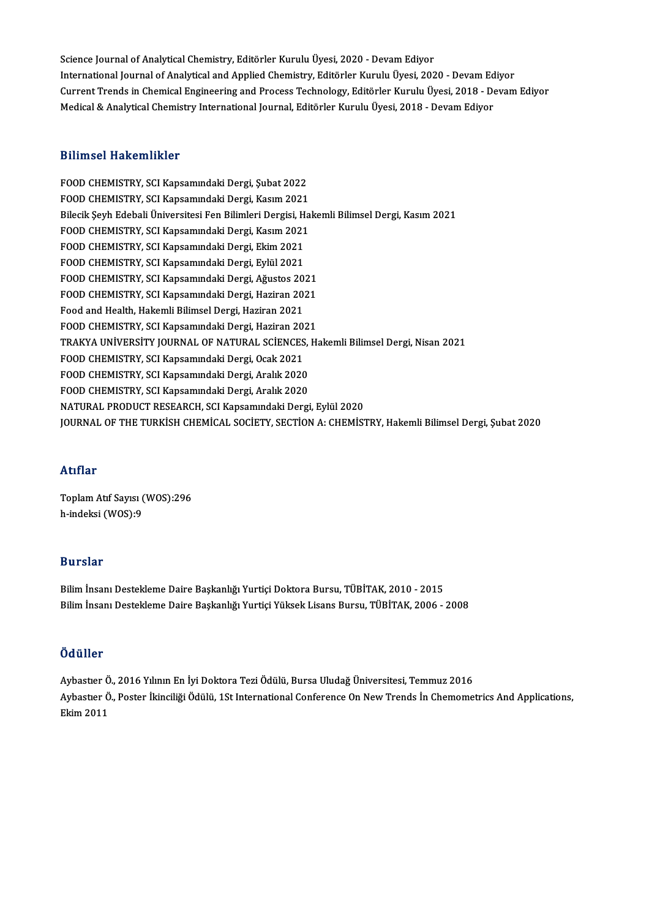Science Journal of Analytical Chemistry, Editörler Kurulu Üyesi, 2020 - Devam Ediyor
International Journal of Analytical and Applied Chemistry, Editörler Kurulu Üyesi, 2020 - Devam Ediyor
Current Trends in Chemical Engineering and Process Technology, Editörler Kurulu Üyesi, 2018 - Devam Ediyor
Medical & Analytical Chemistry International Journal, Editörler Kurulu Üyesi, 2018 - Devam Ediyor

## Bilimsel Hakemlikler

FOOD CHEMISTRY, SCI Kapsamındaki Dergi, Şubat 2022
FOOD CHEMISTRY, SCI Kapsamındaki Dergi, Kasım 2021
Bilecik Şeyh Edebali Üniversitesi Fen Bilimleri Dergisi, Hakemli Bilimsel Dergi, Kasım 2021
FOOD CHEMISTRY, SCI Kapsamındaki Dergi, Kasım 2021
FOOD CHEMISTRY, SCI Kapsamındaki Dergi, Ekim 2021
FOOD CHEMISTRY, SCI Kapsamındaki Dergi, Eylül 2021
FOOD CHEMISTRY, SCI Kapsamındaki Dergi, Ağustos 2021
FOOD CHEMISTRY, SCI Kapsamındaki Dergi, Haziran 2021
Food and Health, Hakemli Bilimsel Dergi, Haziran 2021
FOOD CHEMISTRY, SCI Kapsamındaki Dergi, Haziran 2021
TRAKYA UNİVERSİTY JOURNAL OF NATURAL SCİENCES, Hakemli Bilimsel Dergi, Nisan 2021
FOOD CHEMISTRY, SCI Kapsamındaki Dergi, Ocak 2021
FOOD CHEMISTRY, SCI Kapsamındaki Dergi, Aralık 2020
FOOD CHEMISTRY, SCI Kapsamındaki Dergi, Aralık 2020
NATURAL PRODUCT RESEARCH, SCI Kapsamındaki Dergi, Eylül 2020
JOURNAL OF THE TURKİSH CHEMİCAL SOCİETY, SECTİON A: CHEMİSTRY, Hakemli Bilimsel Dergi, Şubat 2020

## Atıflar

Toplam Atıf Sayısı (WOS):296
h-indeksi (WOS):9

## Burslar

Bilim İnsanı Destekleme Daire Başkanlığı Yurtiçi Doktora Bursu, TÜBİTAK, 2010 - 2015
Bilim İnsanı Destekleme Daire Başkanlığı Yurtiçi Yüksek Lisans Bursu, TÜBİTAK, 2006 - 2008

## Ödüller

Aybastıer Ö., 2016 Yılının En İyi Doktora Tezi Ödülü, Bursa Uludağ Üniversitesi, Temmuz 2016
Aybastıer Ö., Poster İkinciliği Ödülü, 1St International Conference On New Trends İn Chemometrics And Applications, Ekim 2011